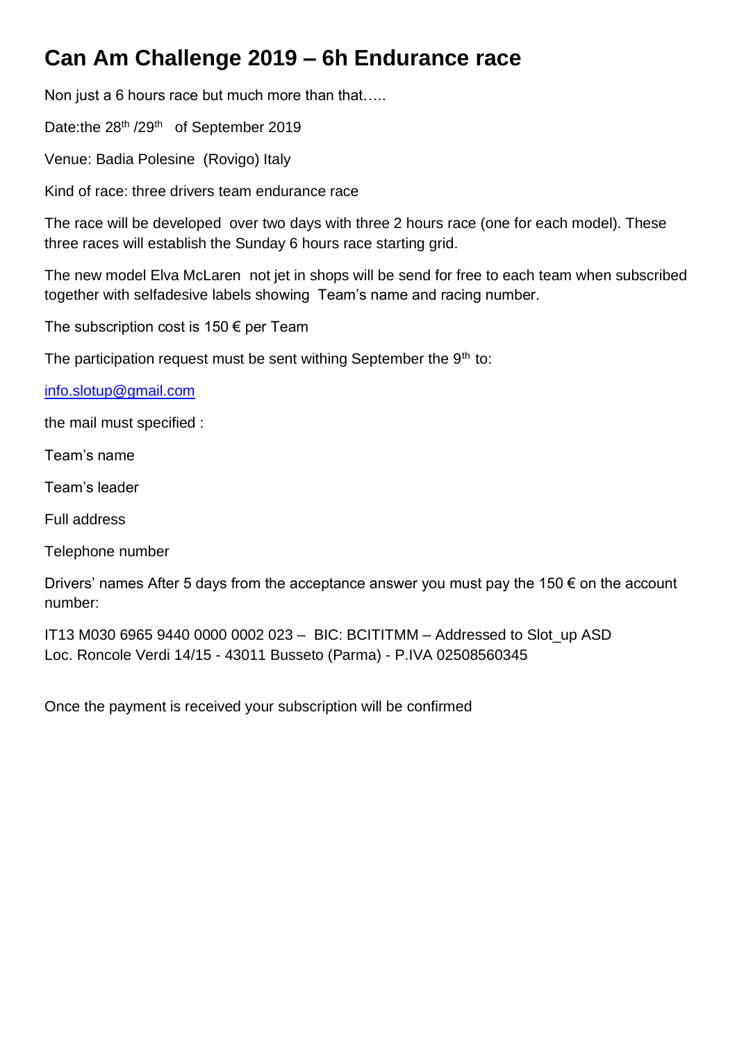# Can Am Challenge 2019 – 6h Endurance race

Non just a 6 hours race but much more than that…..

Date:the 28th /29th of September 2019

Venue: Badia Polesine (Rovigo) Italy

Kind of race: three drivers team endurance race

The race will be developed over two days with three 2 hours race (one for each model). These three races will establish the Sunday 6 hours race starting grid.

The new model Elva McLaren not jet in shops will be send for free to each team when subscribed together with selfadesive labels showing Team's name and racing number.

The subscription cost is 150 € per Team

The participation request must be sent withing September the 9th to:

info.slotup@gmail.com

the mail must specified :

Team's name

Team's leader

Full address

Telephone number

Drivers' names After 5 days from the acceptance answer you must pay the 150 € on the account number:

IT13 M030 6965 9440 0000 0002 023 – BIC: BCITITMM – Addressed to Slot_up ASD
Loc. Roncole Verdi 14/15 - 43011 Busseto (Parma) - P.IVA 02508560345

Once the payment is received your subscription will be confirmed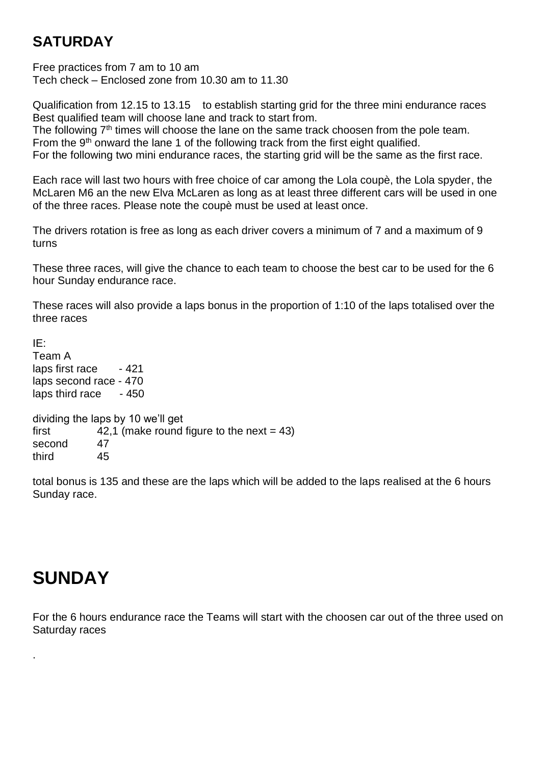## SATURDAY

Free practices from 7 am to 10 am
Tech check – Enclosed zone from 10.30 am to 11.30

Qualification from 12.15 to 13.15 to establish starting grid for the three mini endurance races
Best qualified team will choose lane and track to start from.
The following 7th times will choose the lane on the same track choosen from the pole team.
From the 9th onward the lane 1 of the following track from the first eight qualified.
For the following two mini endurance races, the starting grid will be the same as the first race.

Each race will last two hours with free choice of car among the Lola coupè, the Lola spyder, the McLaren M6 an the new Elva McLaren as long as at least three different cars will be used in one of the three races. Please note the coupè must be used at least once.

The drivers rotation is free as long as each driver covers a minimum of 7 and a maximum of 9 turns

These three races, will give the chance to each team to choose the best car to be used for the 6 hour Sunday endurance race.

These races will also provide a laps bonus in the proportion of 1:10 of the laps totalised over the three races

IE:
Team A
laps first race - 421
laps second race - 470
laps third race - 450

dividing the laps by 10 we'll get
first 42,1 (make round figure to the next = 43)
second 47
third 45

total bonus is 135 and these are the laps which will be added to the laps realised at the 6 hours Sunday race.

# SUNDAY

For the 6 hours endurance race the Teams will start with the choosen car out of the three used on Saturday races

.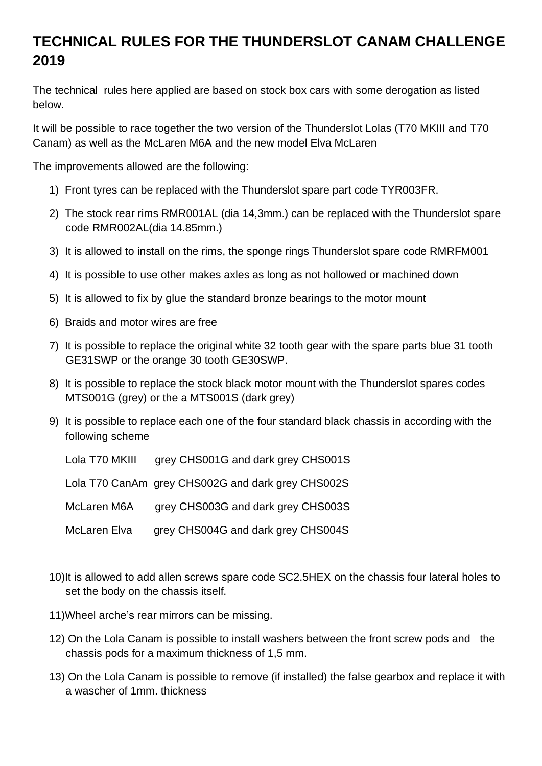# TECHNICAL RULES FOR THE THUNDERSLOT CANAM CHALLENGE 2019

The technical rules here applied are based on stock box cars with some derogation as listed below.

It will be possible to race together the two version of the Thunderslot Lolas (T70 MKIII and T70 Canam) as well as the McLaren M6A and the new model Elva McLaren

The improvements allowed are the following:

1) Front tyres can be replaced with the Thunderslot spare part code TYR003FR.
2) The stock rear rims RMR001AL (dia 14,3mm.) can be replaced with the Thunderslot spare code RMR002AL(dia 14.85mm.)
3) It is allowed to install on the rims, the sponge rings Thunderslot spare code RMRFM001
4) It is possible to use other makes axles as long as not hollowed or machined down
5) It is allowed to fix by glue the standard bronze bearings to the motor mount
6) Braids and motor wires are free
7) It is possible to replace the original white 32 tooth gear with the spare parts blue 31 tooth GE31SWP or the orange 30 tooth GE30SWP.
8) It is possible to replace the stock black motor mount with the Thunderslot spares codes MTS001G (grey) or the a MTS001S (dark grey)
9) It is possible to replace each one of the four standard black chassis in according with the following scheme

   Lola T70 MKIII grey CHS001G and dark grey CHS001S

   Lola T70 CanAm grey CHS002G and dark grey CHS002S

   McLaren M6A grey CHS003G and dark grey CHS003S

   McLaren Elva grey CHS004G and dark grey CHS004S

10) It is allowed to add allen screws spare code SC2.5HEX on the chassis four lateral holes to set the body on the chassis itself.
11) Wheel arche's rear mirrors can be missing.
12) On the Lola Canam is possible to install washers between the front screw pods and the chassis pods for a maximum thickness of 1,5 mm.
13) On the Lola Canam is possible to remove (if installed) the false gearbox and replace it with a wascher of 1mm. thickness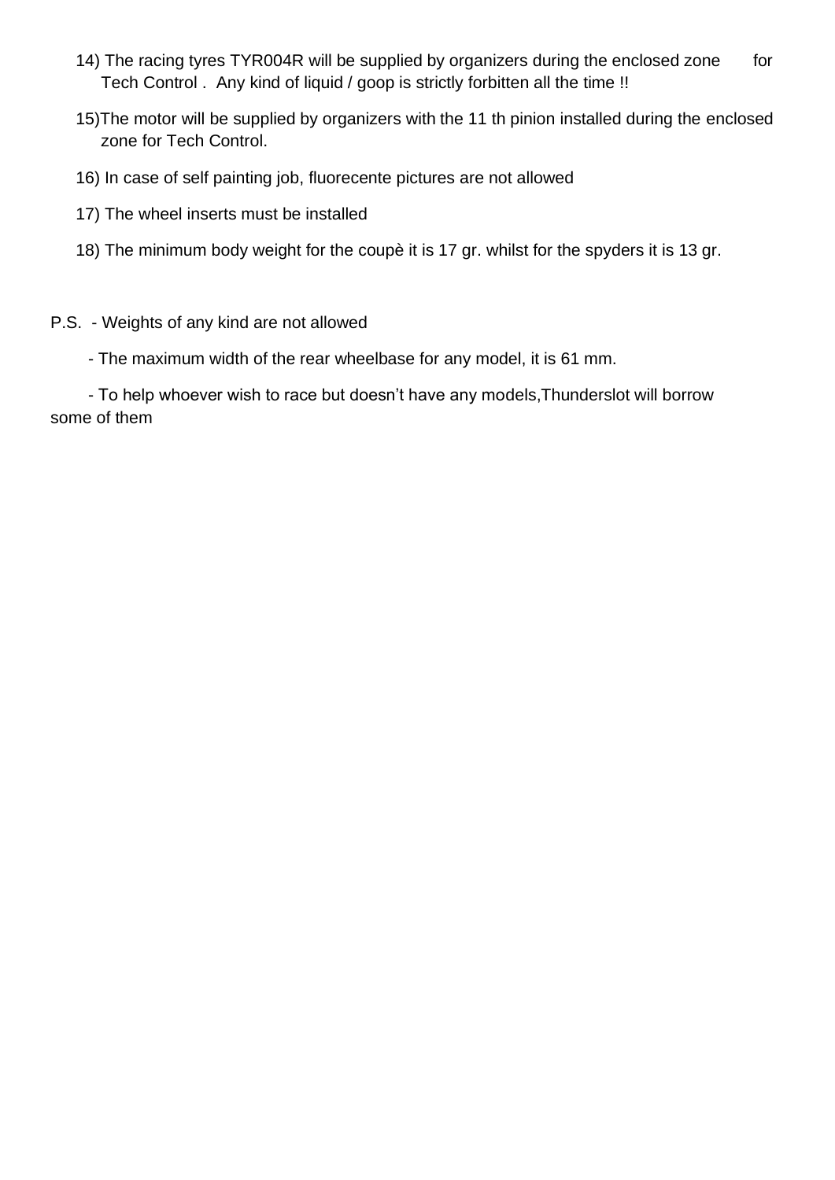14) The racing tyres TYR004R will be supplied by organizers during the enclosed zone for Tech Control . Any kind of liquid / goop is strictly forbitten all the time !!

15)The motor will be supplied by organizers with the 11 th pinion installed during the enclosed zone for Tech Control.

16) In case of self painting job, fluorecente pictures are not allowed

17) The wheel inserts must be installed

18) The minimum body weight for the coupè it is 17 gr. whilst for the spyders it is 13 gr.

P.S. - Weights of any kind are not allowed

- The maximum width of the rear wheelbase for any model, it is 61 mm.

- To help whoever wish to race but doesn't have any models,Thunderslot will borrow some of them